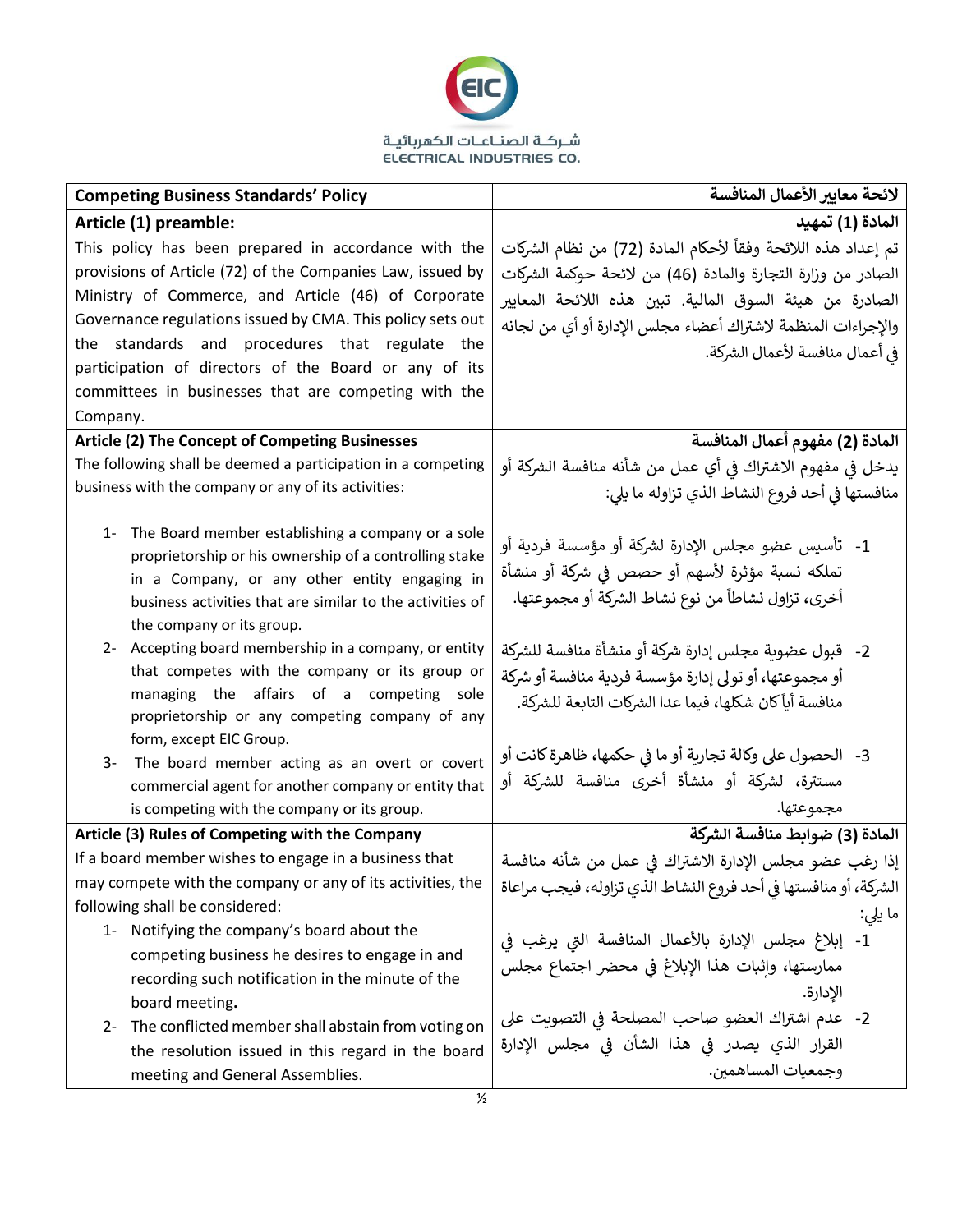شـركـة الصنـاعـات الكهربائيـة
ELECTRICAL INDUSTRIES CO.

| Competing Business Standards' Policy | لائحة معايير الأعمال المنافسة |
|---|---|
| **Article (1) preamble:**<br>This policy has been prepared in accordance with the provisions of Article (72) of the Companies Law, issued by Ministry of Commerce, and Article (46) of Corporate Governance regulations issued by CMA. This policy sets out the standards and procedures that regulate the participation of directors of the Board or any of its committees in businesses that are competing with the Company. | **المادة (1) تمهيد**<br>تم إعداد هذه اللائحة وفقاً لأحكام المادة (72) من نظام الشركات الصادر من وزارة التجارة والمادة (46) من لائحة حوكمة الشركات الصادرة من هيئة السوق المالية. تبين هذه اللائحة المعايير والإجراءات المنظمة لاشتراك أعضاء مجلس الإدارة أو أي من لجانه في أعمال منافسة لأعمال الشركة. |
| **Article (2) The Concept of Competing Businesses**<br>The following shall be deemed a participation in a competing business with the company or any of its activities:<br>1- The Board member establishing a company or a sole proprietorship or his ownership of a controlling stake in a Company, or any other entity engaging in business activities that are similar to the activities of the company or its group.<br>2- Accepting board membership in a company, or entity that competes with the company or its group or managing the affairs of a competing sole proprietorship or any competing company of any form, except EIC Group.<br>3- The board member acting as an overt or covert commercial agent for another company or entity that is competing with the company or its group. | **المادة (2) مفهوم أعمال المنافسة**<br>يدخل في مفهوم الاشتراك في أي عمل من شأنه منافسة الشركة أو منافستها في أحد فروع النشاط الذي تزاوله ما يلي:<br>1- تأسيس عضو مجلس الإدارة لشركة أو مؤسسة فردية أو تملكه نسبة مؤثرة لأسهم أو حصص في شركة أو منشأة أخرى، تزاول نشاطاً من نوع نشاط الشركة أو مجموعتها.<br>2- قبول عضوية مجلس إدارة شركة أو منشأة منافسة للشركة أو مجموعتها، أو تولى إدارة مؤسسة فردية منافسة أو شركة منافسة أياً كان شكلها، فيما عدا الشركات التابعة للشركة.<br>3- الحصول على وكالة تجارية أو ما في حكمها، ظاهرة كانت أو مستترة، لشركة أو منشأة أخرى منافسة للشركة أو مجموعتها. |
| **Article (3) Rules of Competing with the Company**<br>If a board member wishes to engage in a business that may compete with the company or any of its activities, the following shall be considered:<br>1- Notifying the company's board about the competing business he desires to engage in and recording such notification in the minute of the board meeting.<br>2- The conflicted member shall abstain from voting on the resolution issued in this regard in the board meeting and General Assemblies. | **المادة (3) ضوابط منافسة الشركة**<br>إذا رغب عضو مجلس الإدارة الاشتراك في عمل من شأنه منافسة الشركة، أو منافستها في أحد فروع النشاط الذي تزاوله، فيجب مراعاة ما يلي:<br>1- إبلاغ مجلس الإدارة بالأعمال المنافسة التي يرغب في ممارستها، وإثبات هذا الإبلاغ في محضر اجتماع مجلس الإدارة.<br>2- عدم اشتراك العضو صاحب المصلحة في التصويت على القرار الذي يصدر في هذا الشأن في مجلس الإدارة وجمعيات المساهمين. |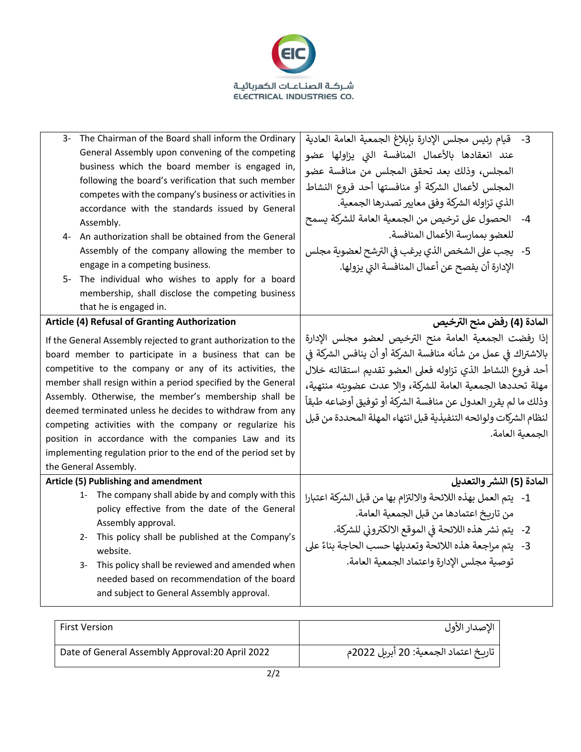شـركـة الصنـاعـات الكهربائيـة
ELECTRICAL INDUSTRIES CO.

| | |
|---|---|
| 3- The Chairman of the Board shall inform the Ordinary General Assembly upon convening of the competing business which the board member is engaged in, following the board's verification that such member competes with the company's business or activities in accordance with the standards issued by General Assembly.<br>4- An authorization shall be obtained from the General Assembly of the company allowing the member to engage in a competing business.<br>5- The individual who wishes to apply for a board membership, shall disclose the competing business that he is engaged in. | 3- قيام رئيس مجلس الإدارة بإبلاغ الجمعية العامة العادية عند انعقادها بالأعمال المنافسة التي يزاولها عضو المجلس، وذلك بعد تحقق المجلس من منافسة عضو المجلس لأعمال الشركة أو منافستها أحد فروع النشاط الذي تزاوله الشركة وفق معايير تصدرها الجمعية.<br>4- الحصول على ترخيص من الجمعية العامة للشركة يسمح للعضو بممارسة الأعمال المنافسة.<br>5- يجب على الشخص الذي يرغب في الترشح لعضوية مجلس الإدارة أن يفصح عن أعمال المنافسة التي يزولها. |
| **Article (4) Refusal of Granting Authorization**<br>If the General Assembly rejected to grant authorization to the board member to participate in a business that can be competitive to the company or any of its activities, the member shall resign within a period specified by the General Assembly. Otherwise, the member's membership shall be deemed terminated unless he decides to withdraw from any competing activities with the company or regularize his position in accordance with the companies Law and its implementing regulation prior to the end of the period set by the General Assembly. | **المادة (4) رفض منح الترخيص**<br>إذا رفضت الجمعية العامة منح الترخيص لعضو مجلس الإدارة بالاشتراك في عمل من شأنه منافسة الشركة أو أن ينافس الشركة في أحد فروع النشاط الذي تزاوله فعلى العضو تقديم استقالته خلال مهلة تحددها الجمعية العامة للشركة، وإلا عدت عضويته منتهية، وذلك ما لم يقرر العدول عن منافسة الشركة أو توفيق أوضاعه طبقاً لنظام الشركات ولوائحه التنفيذية قبل انتهاء المهلة المحددة من قبل الجمعية العامة. |
| **Article (5) Publishing and amendment**<br>1- The company shall abide by and comply with this policy effective from the date of the General Assembly approval.<br>2- This policy shall be published at the Company's website.<br>3- This policy shall be reviewed and amended when needed based on recommendation of the board and subject to General Assembly approval. | **المادة (5) النشر والتعديل**<br>1- يتم العمل بهذه اللائحة والالتزام بها من قبل الشركة اعتبارا من تاريخ اعتمادها من قبل الجمعية العامة.<br>2- يتم نشر هذه اللائحة في الموقع الالكتروني للشركة.<br>3- يتم مراجعة هذه اللائحة وتعديلها حسب الحاجة بناءً على توصية مجلس الإدارة واعتماد الجمعية العامة. |

| | |
|---|---|
| First Version | الإصدار الأول |
| Date of General Assembly Approval:20 April 2022 | تاريخ اعتماد الجمعية: 20 أبريل 2022م |